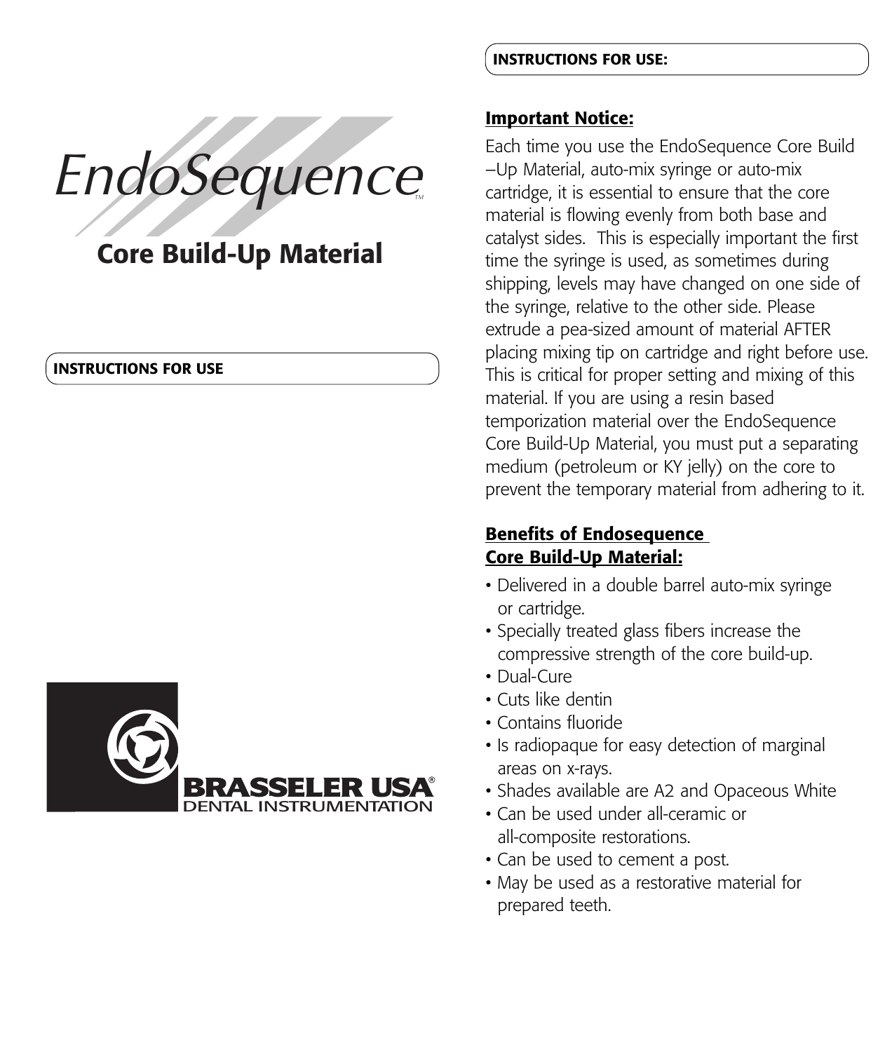# EndoSequence™

## Core Build-Up Material

**INSTRUCTIONS FOR USE**

**BRASSELER USA®**
DENTAL INSTRUMENTATION

**INSTRUCTIONS FOR USE:**

### Important Notice:

Each time you use the EndoSequence Core Build –Up Material, auto-mix syringe or auto-mix cartridge, it is essential to ensure that the core material is flowing evenly from both base and catalyst sides. This is especially important the first time the syringe is used, as sometimes during shipping, levels may have changed on one side of the syringe, relative to the other side. Please extrude a pea-sized amount of material AFTER placing mixing tip on cartridge and right before use. This is critical for proper setting and mixing of this material. If you are using a resin based temporization material over the EndoSequence Core Build-Up Material, you must put a separating medium (petroleum or KY jelly) on the core to prevent the temporary material from adhering to it.

### Benefits of Endosequence Core Build-Up Material:

- Delivered in a double barrel auto-mix syringe or cartridge.
- Specially treated glass fibers increase the compressive strength of the core build-up.
- Dual-Cure
- Cuts like dentin
- Contains fluoride
- Is radiopaque for easy detection of marginal areas on x-rays.
- Shades available are A2 and Opaceous White
- Can be used under all-ceramic or all-composite restorations.
- Can be used to cement a post.
- May be used as a restorative material for prepared teeth.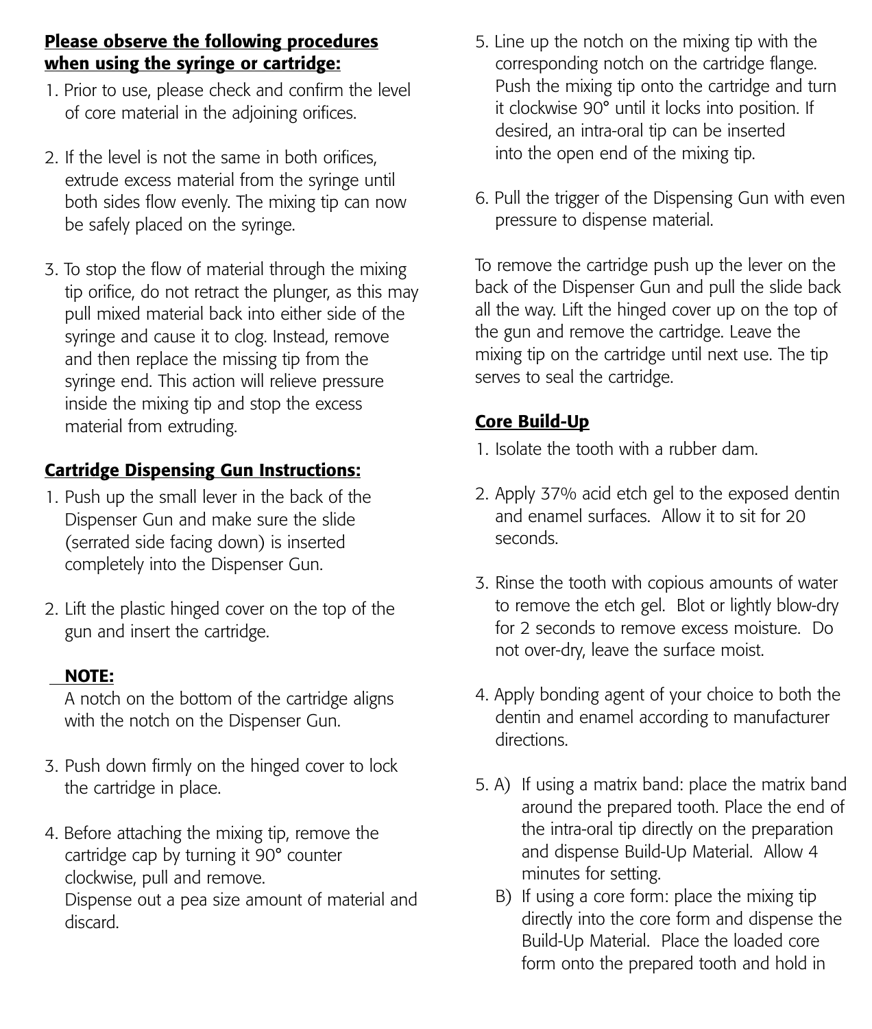**Please observe the following procedures when using the syringe or cartridge:**

1. Prior to use, please check and confirm the level of core material in the adjoining orifices.

2. If the level is not the same in both orifices, extrude excess material from the syringe until both sides flow evenly. The mixing tip can now be safely placed on the syringe.

3. To stop the flow of material through the mixing tip orifice, do not retract the plunger, as this may pull mixed material back into either side of the syringe and cause it to clog. Instead, remove and then replace the missing tip from the syringe end. This action will relieve pressure inside the mixing tip and stop the excess material from extruding.

**Cartridge Dispensing Gun Instructions:**

1. Push up the small lever in the back of the Dispenser Gun and make sure the slide (serrated side facing down) is inserted completely into the Dispenser Gun.

2. Lift the plastic hinged cover on the top of the gun and insert the cartridge.

   **NOTE:**
   A notch on the bottom of the cartridge aligns with the notch on the Dispenser Gun.

3. Push down firmly on the hinged cover to lock the cartridge in place.

4. Before attaching the mixing tip, remove the cartridge cap by turning it 90° counter clockwise, pull and remove.
   Dispense out a pea size amount of material and discard.

5. Line up the notch on the mixing tip with the corresponding notch on the cartridge flange. Push the mixing tip onto the cartridge and turn it clockwise 90° until it locks into position. If desired, an intra-oral tip can be inserted into the open end of the mixing tip.

6. Pull the trigger of the Dispensing Gun with even pressure to dispense material.

To remove the cartridge push up the lever on the back of the Dispenser Gun and pull the slide back all the way. Lift the hinged cover up on the top of the gun and remove the cartridge. Leave the mixing tip on the cartridge until next use. The tip serves to seal the cartridge.

**Core Build-Up**

1. Isolate the tooth with a rubber dam.

2. Apply 37% acid etch gel to the exposed dentin and enamel surfaces. Allow it to sit for 20 seconds.

3. Rinse the tooth with copious amounts of water to remove the etch gel. Blot or lightly blow-dry for 2 seconds to remove excess moisture. Do not over-dry, leave the surface moist.

4. Apply bonding agent of your choice to both the dentin and enamel according to manufacturer directions.

5. A) If using a matrix band: place the matrix band around the prepared tooth. Place the end of the intra-oral tip directly on the preparation and dispense Build-Up Material. Allow 4 minutes for setting.
   B) If using a core form: place the mixing tip directly into the core form and dispense the Build-Up Material. Place the loaded core form onto the prepared tooth and hold in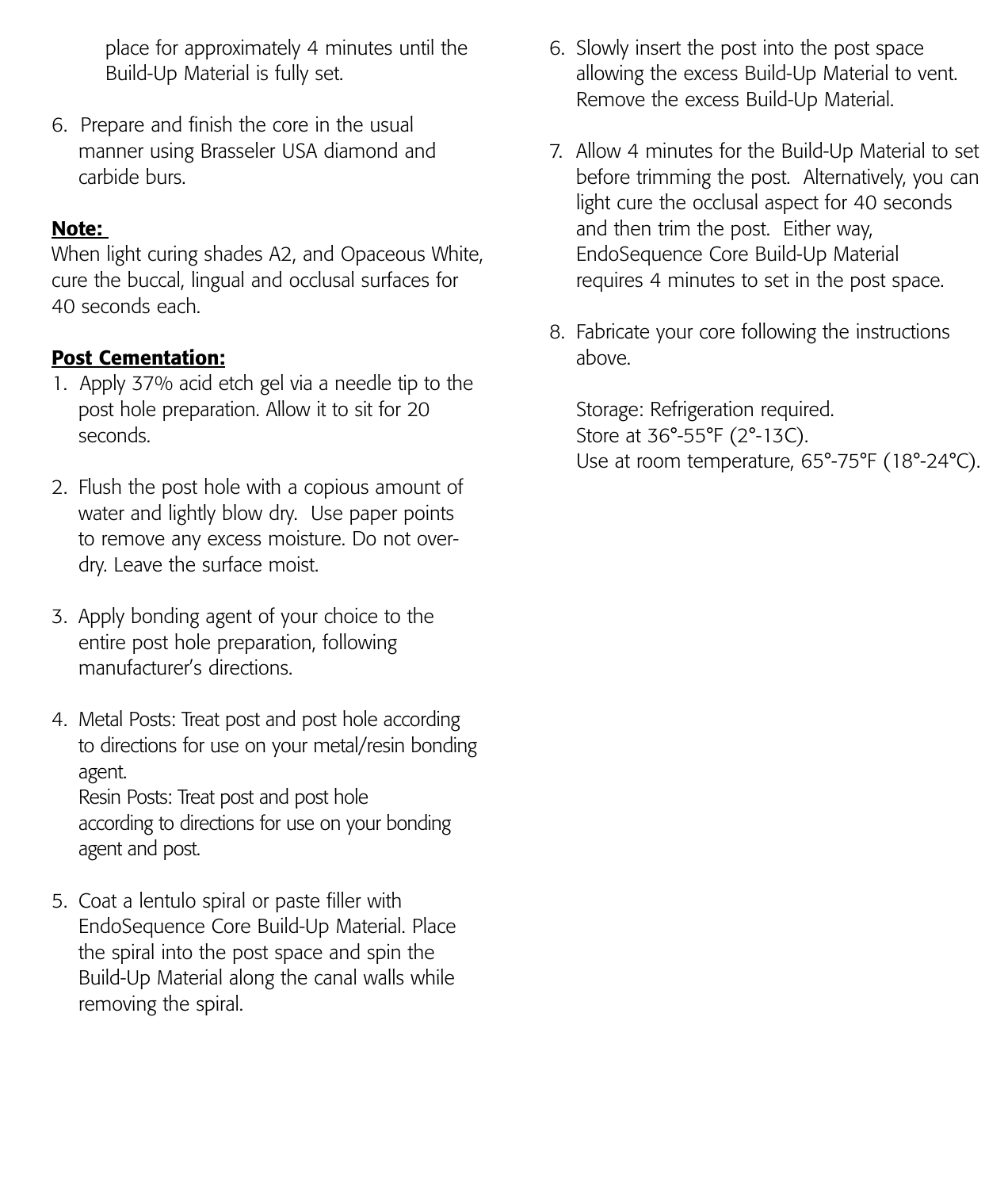place for approximately 4 minutes until the Build-Up Material is fully set.

6. Prepare and finish the core in the usual manner using Brasseler USA diamond and carbide burs.

**Note:**
When light curing shades A2, and Opaceous White, cure the buccal, lingual and occlusal surfaces for 40 seconds each.

**Post Cementation:**

1. Apply 37% acid etch gel via a needle tip to the post hole preparation. Allow it to sit for 20 seconds.

2. Flush the post hole with a copious amount of water and lightly blow dry. Use paper points to remove any excess moisture. Do not over-dry. Leave the surface moist.

3. Apply bonding agent of your choice to the entire post hole preparation, following manufacturer's directions.

4. Metal Posts: Treat post and post hole according to directions for use on your metal/resin bonding agent.
   Resin Posts: Treat post and post hole according to directions for use on your bonding agent and post.

5. Coat a lentulo spiral or paste filler with EndoSequence Core Build-Up Material. Place the spiral into the post space and spin the Build-Up Material along the canal walls while removing the spiral.

6. Slowly insert the post into the post space allowing the excess Build-Up Material to vent. Remove the excess Build-Up Material.

7. Allow 4 minutes for the Build-Up Material to set before trimming the post. Alternatively, you can light cure the occlusal aspect for 40 seconds and then trim the post. Either way, EndoSequence Core Build-Up Material requires 4 minutes to set in the post space.

8. Fabricate your core following the instructions above.

   Storage: Refrigeration required.
   Store at 36°-55°F (2°-13C).
   Use at room temperature, 65°-75°F (18°-24°C).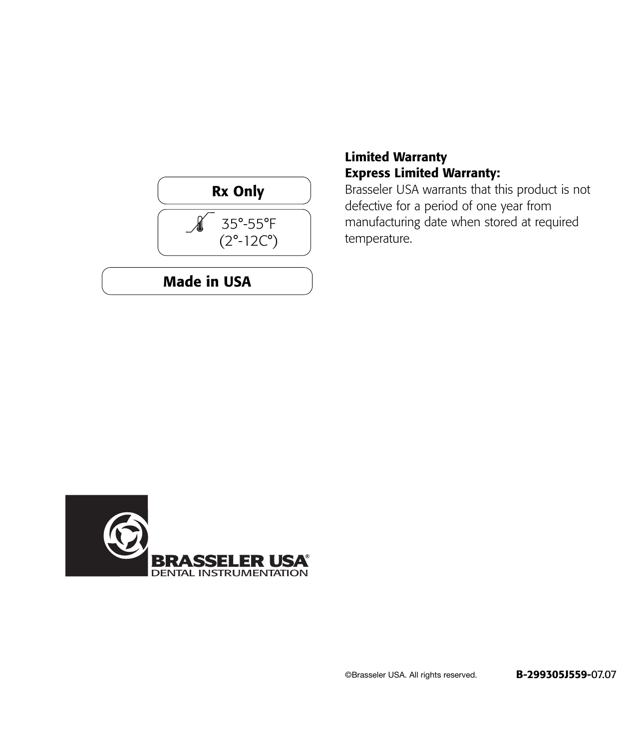**Rx Only**

35°-55°F
(2°-12C°)

**Made in USA**

**Limited Warranty**
**Express Limited Warranty:**
Brasseler USA warrants that this product is not defective for a period of one year from manufacturing date when stored at required temperature.

**BRASSELER USA®**
DENTAL INSTRUMENTATION

©Brasseler USA. All rights reserved. **B-299305J559-**07.07